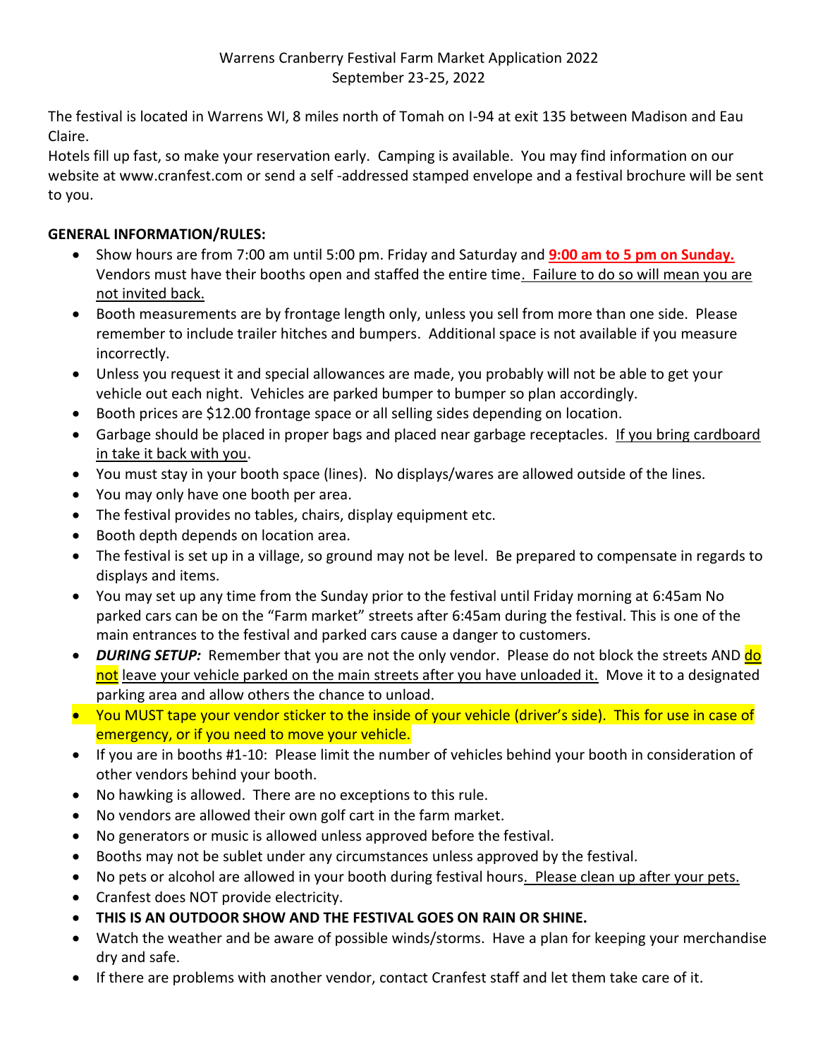Warrens Cranberry Festival Farm Market Application 2022
September 23-25, 2022

The festival is located in Warrens WI, 8 miles north of Tomah on I-94 at exit 135 between Madison and Eau Claire.
Hotels fill up fast, so make your reservation early. Camping is available. You may find information on our website at www.cranfest.com or send a self -addressed stamped envelope and a festival brochure will be sent to you.

**GENERAL INFORMATION/RULES:**

- Show hours are from 7:00 am until 5:00 pm. Friday and Saturday and **9:00 am to 5 pm on Sunday.** Vendors must have their booths open and staffed the entire time. Failure to do so will mean you are not invited back.
- Booth measurements are by frontage length only, unless you sell from more than one side. Please remember to include trailer hitches and bumpers. Additional space is not available if you measure incorrectly.
- Unless you request it and special allowances are made, you probably will not be able to get your vehicle out each night. Vehicles are parked bumper to bumper so plan accordingly.
- Booth prices are $12.00 frontage space or all selling sides depending on location.
- Garbage should be placed in proper bags and placed near garbage receptacles. If you bring cardboard in take it back with you.
- You must stay in your booth space (lines). No displays/wares are allowed outside of the lines.
- You may only have one booth per area.
- The festival provides no tables, chairs, display equipment etc.
- Booth depth depends on location area.
- The festival is set up in a village, so ground may not be level. Be prepared to compensate in regards to displays and items.
- You may set up any time from the Sunday prior to the festival until Friday morning at 6:45am No parked cars can be on the "Farm market" streets after 6:45am during the festival. This is one of the main entrances to the festival and parked cars cause a danger to customers.
- ***DURING SETUP:*** Remember that you are not the only vendor. Please do not block the streets AND do not leave your vehicle parked on the main streets after you have unloaded it. Move it to a designated parking area and allow others the chance to unload.
- You MUST tape your vendor sticker to the inside of your vehicle (driver's side). This for use in case of emergency, or if you need to move your vehicle.
- If you are in booths #1-10: Please limit the number of vehicles behind your booth in consideration of other vendors behind your booth.
- No hawking is allowed. There are no exceptions to this rule.
- No vendors are allowed their own golf cart in the farm market.
- No generators or music is allowed unless approved before the festival.
- Booths may not be sublet under any circumstances unless approved by the festival.
- No pets or alcohol are allowed in your booth during festival hours. Please clean up after your pets.
- Cranfest does NOT provide electricity.
- **THIS IS AN OUTDOOR SHOW AND THE FESTIVAL GOES ON RAIN OR SHINE.**
- Watch the weather and be aware of possible winds/storms. Have a plan for keeping your merchandise dry and safe.
- If there are problems with another vendor, contact Cranfest staff and let them take care of it.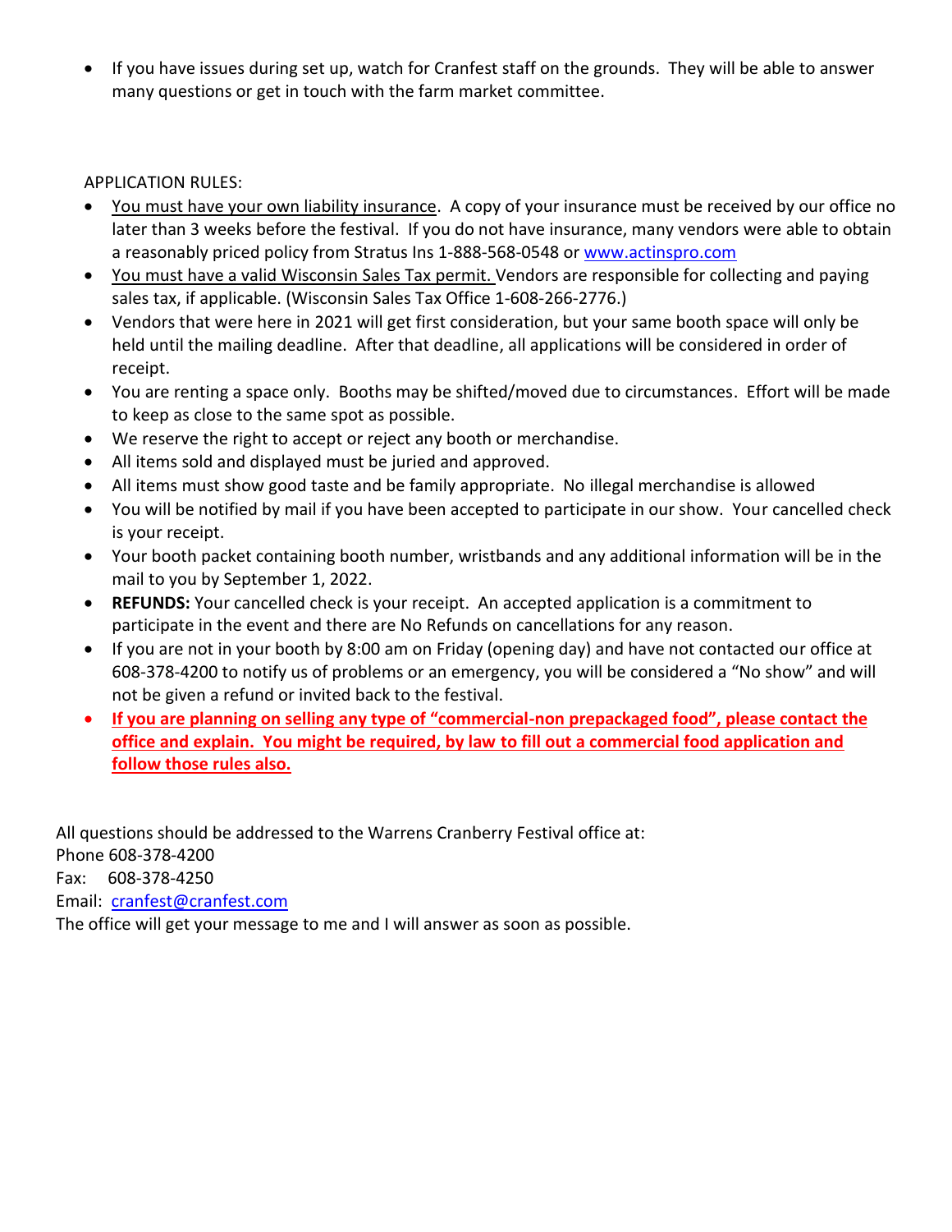- If you have issues during set up, watch for Cranfest staff on the grounds. They will be able to answer many questions or get in touch with the farm market committee.

APPLICATION RULES:

- You must have your own liability insurance. A copy of your insurance must be received by our office no later than 3 weeks before the festival. If you do not have insurance, many vendors were able to obtain a reasonably priced policy from Stratus Ins 1-888-568-0548 or [www.actinspro.com](http://www.actinspro.com)
- You must have a valid Wisconsin Sales Tax permit. Vendors are responsible for collecting and paying sales tax, if applicable. (Wisconsin Sales Tax Office 1-608-266-2776.)
- Vendors that were here in 2021 will get first consideration, but your same booth space will only be held until the mailing deadline. After that deadline, all applications will be considered in order of receipt.
- You are renting a space only. Booths may be shifted/moved due to circumstances. Effort will be made to keep as close to the same spot as possible.
- We reserve the right to accept or reject any booth or merchandise.
- All items sold and displayed must be juried and approved.
- All items must show good taste and be family appropriate. No illegal merchandise is allowed
- You will be notified by mail if you have been accepted to participate in our show. Your cancelled check is your receipt.
- Your booth packet containing booth number, wristbands and any additional information will be in the mail to you by September 1, 2022.
- **REFUNDS:** Your cancelled check is your receipt. An accepted application is a commitment to participate in the event and there are No Refunds on cancellations for any reason.
- If you are not in your booth by 8:00 am on Friday (opening day) and have not contacted our office at 608-378-4200 to notify us of problems or an emergency, you will be considered a "No show" and will not be given a refund or invited back to the festival.
- **If you are planning on selling any type of "commercial-non prepackaged food", please contact the office and explain. You might be required, by law to fill out a commercial food application and follow those rules also.**

All questions should be addressed to the Warrens Cranberry Festival office at:  
Phone 608-378-4200  
Fax: 608-378-4250  
Email: [cranfest@cranfest.com](mailto:cranfest@cranfest.com)  
The office will get your message to me and I will answer as soon as possible.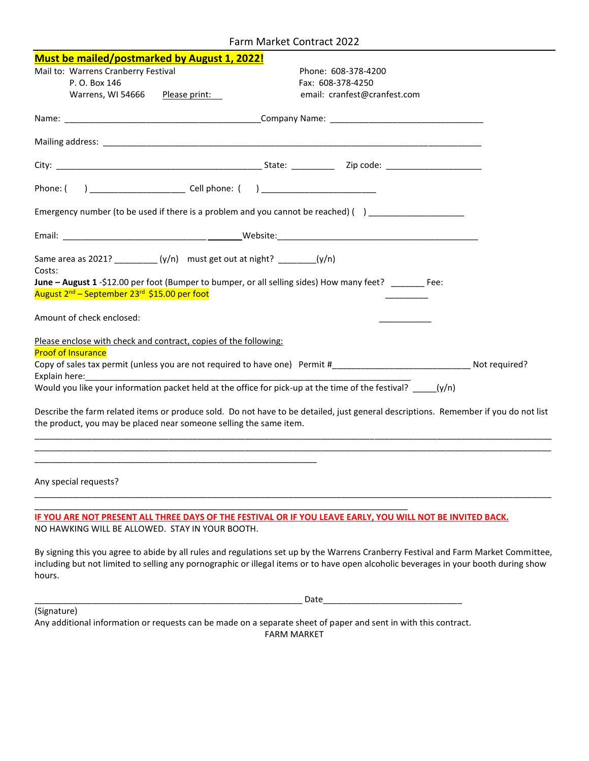# Farm Market Contract 2022

**Must be mailed/postmarked by August 1, 2022!**

Mail to: Warrens Cranberry Festival
P. O. Box 146
Warrens, WI 54666 Please print: ___

Phone: 608-378-4200
Fax: 608-378-4250
email: cranfest@cranfest.com

Name: ________________________________________Company Name: ________________________________

Mailing address: ______________________________________________________________________________

City: __________________________________________ State: _________ Zip code: ____________________

Phone: ( ) ____________________ Cell phone: ( ) ________________________

Emergency number (to be used if there is a problem and you cannot be reached) ( ) ____________________

Email: ______________________________________Website:___________________________________________

Same area as 2021? _________ (y/n) must get out at night? ________(y/n)

Costs:

**June – August 1** -$12.00 per foot (Bumper to bumper, or all selling sides) How many feet? _______ Fee: _________

August 2nd – September 23rd $15.00 per foot

Amount of check enclosed: ___________

Please enclose with check and contract, copies of the following:

Proof of Insurance

Copy of sales tax permit (unless you are not required to have one) Permit #____________________________ Not required?

Explain here:_________________________________________________________________________

Would you like your information packet held at the office for pick-up at the time of the festival? _____(y/n)

Describe the farm related items or produce sold. Do not have to be detailed, just general descriptions. Remember if you do not list the product, you may be placed near someone selling the same item.

______________________________________________________________________________________________________________
______________________________________________________________________________________________________________
____________________________________________________________

Any special requests?

______________________________________________________________________________________________________________
_______________________________________________________________________________

**IF YOU ARE NOT PRESENT ALL THREE DAYS OF THE FESTIVAL OR IF YOU LEAVE EARLY, YOU WILL NOT BE INVITED BACK.**

NO HAWKING WILL BE ALLOWED. STAY IN YOUR BOOTH.

By signing this you agree to abide by all rules and regulations set up by the Warrens Cranberry Festival and Farm Market Committee, including but not limited to selling any pornographic or illegal items or to have open alcoholic beverages in your booth during show hours.

_________________________________________________________ Date_____________________________

(Signature)

Any additional information or requests can be made on a separate sheet of paper and sent in with this contract.

FARM MARKET